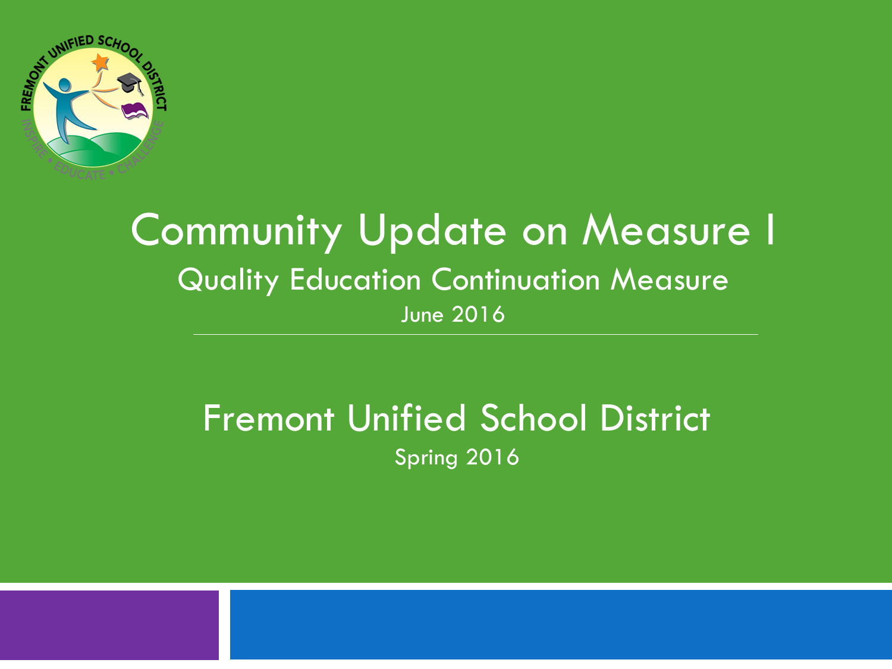# Community Update on Measure I

## Quality Education Continuation Measure

June 2016

---

## Fremont Unified School District

Spring 2016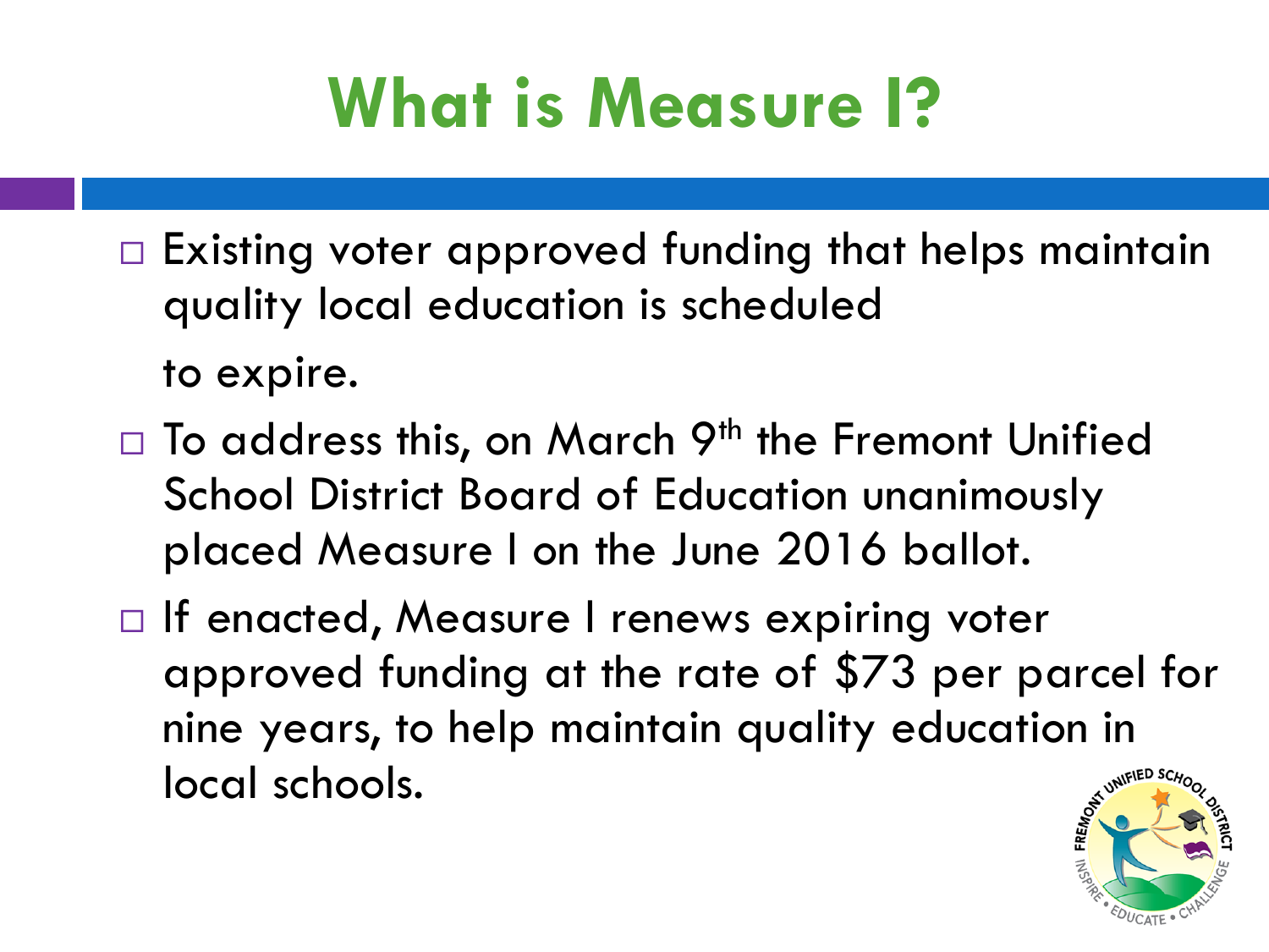# What is Measure I?

- Existing voter approved funding that helps maintain quality local education is scheduled to expire.
- To address this, on March 9th the Fremont Unified School District Board of Education unanimously placed Measure I on the June 2016 ballot.
- If enacted, Measure I renews expiring voter approved funding at the rate of $73 per parcel for nine years, to help maintain quality education in local schools.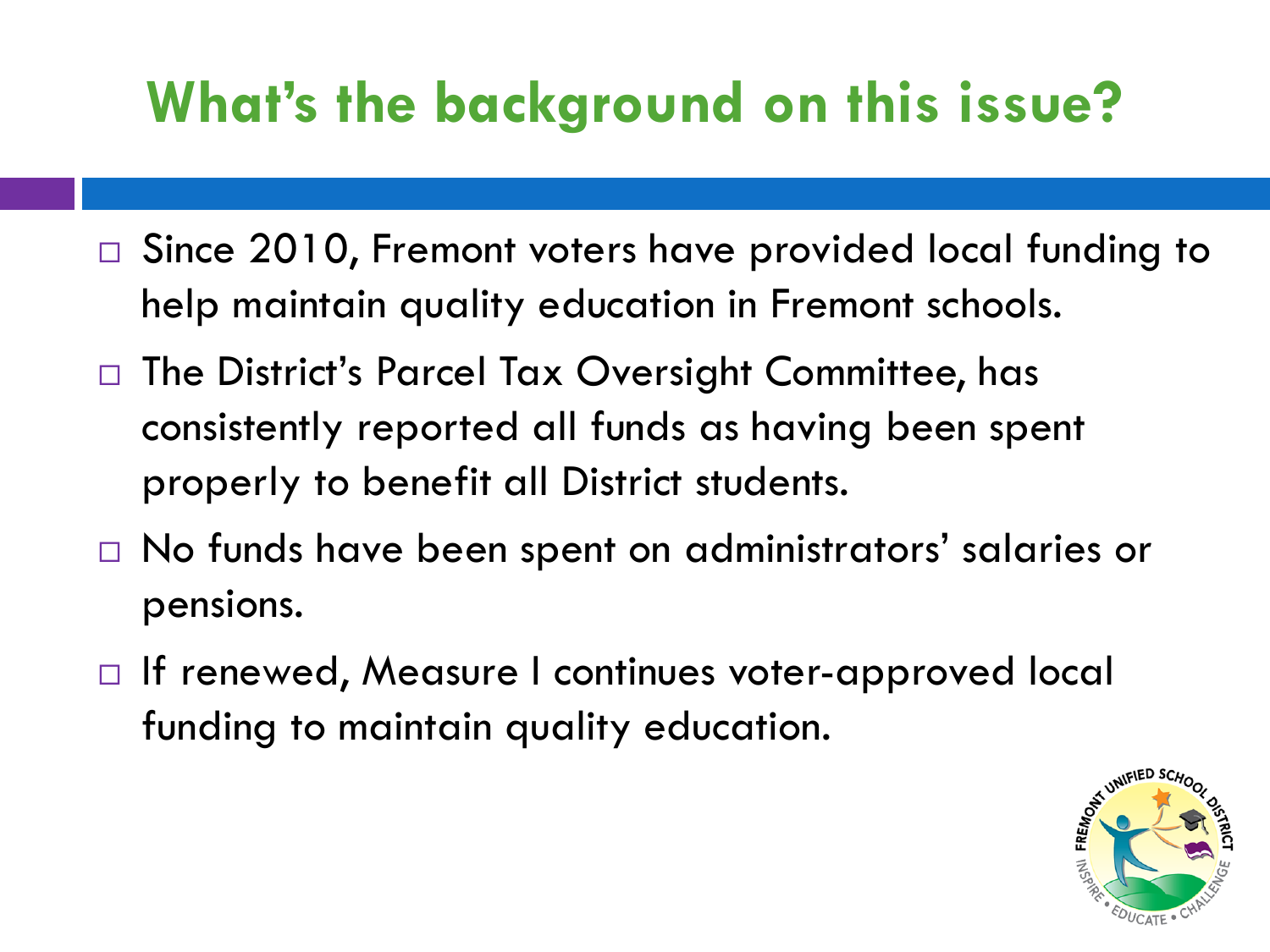# What's the background on this issue?

- Since 2010, Fremont voters have provided local funding to help maintain quality education in Fremont schools.
- The District's Parcel Tax Oversight Committee, has consistently reported all funds as having been spent properly to benefit all District students.
- No funds have been spent on administrators' salaries or pensions.
- If renewed, Measure I continues voter-approved local funding to maintain quality education.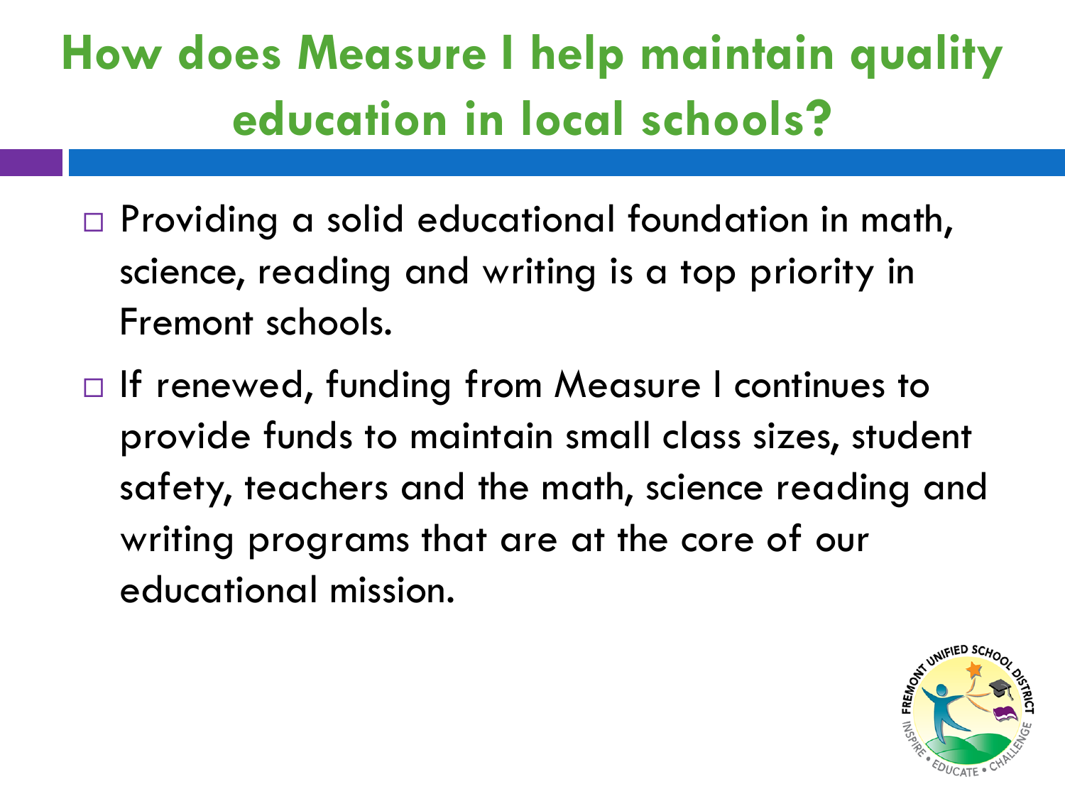# How does Measure I help maintain quality education in local schools?

- Providing a solid educational foundation in math, science, reading and writing is a top priority in Fremont schools.
- If renewed, funding from Measure I continues to provide funds to maintain small class sizes, student safety, teachers and the math, science reading and writing programs that are at the core of our educational mission.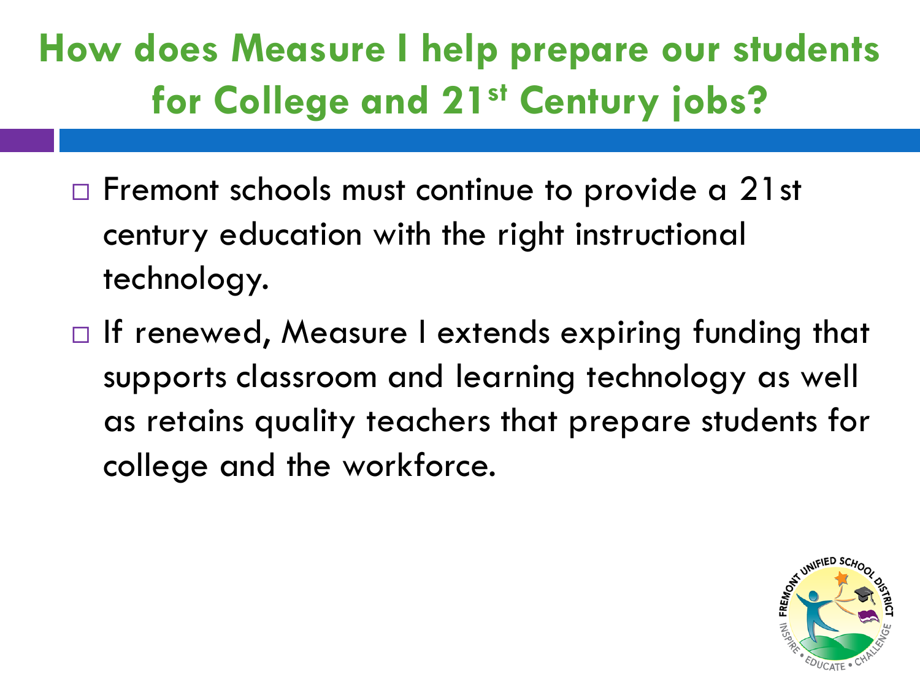# How does Measure I help prepare our students for College and 21st Century jobs?

- Fremont schools must continue to provide a 21st century education with the right instructional technology.
- If renewed, Measure I extends expiring funding that supports classroom and learning technology as well as retains quality teachers that prepare students for college and the workforce.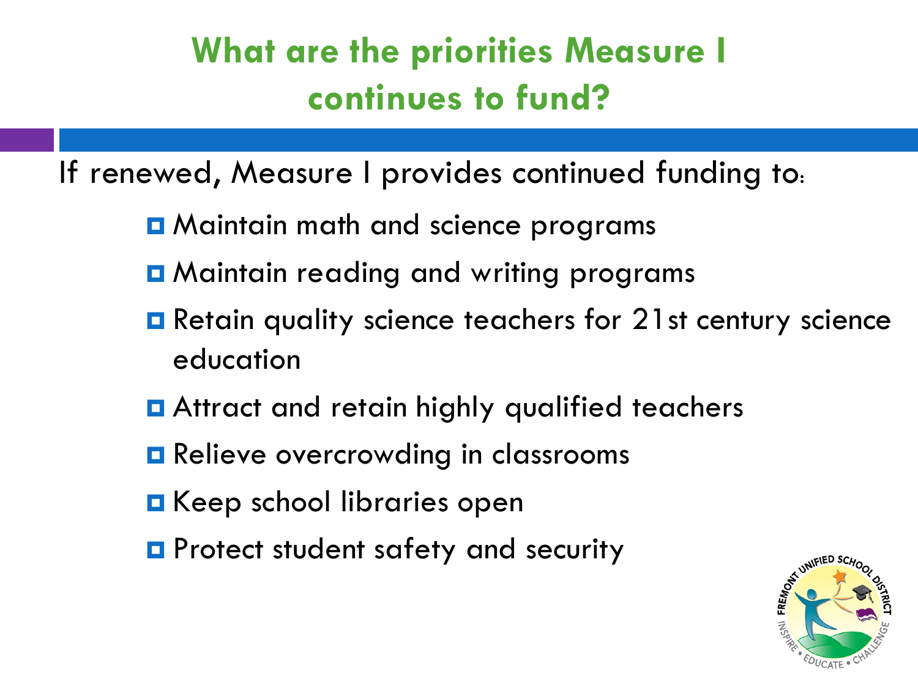# What are the priorities Measure I continues to fund?

If renewed, Measure I provides continued funding to:

- Maintain math and science programs
- Maintain reading and writing programs
- Retain quality science teachers for 21st century science education
- Attract and retain highly qualified teachers
- Relieve overcrowding in classrooms
- Keep school libraries open
- Protect student safety and security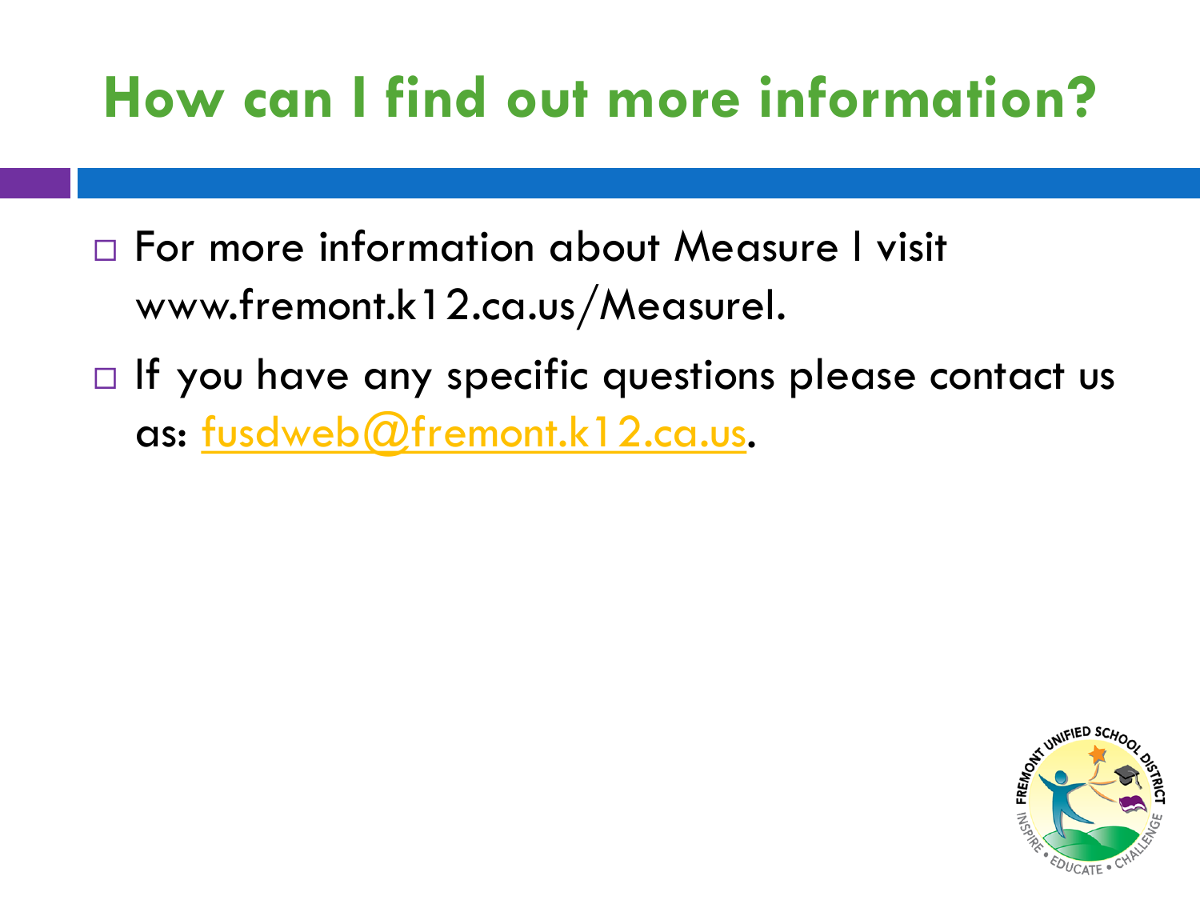# How can I find out more information?

- For more information about Measure I visit www.fremont.k12.ca.us/MeasureI.
- If you have any specific questions please contact us as: fusdweb@fremont.k12.ca.us.